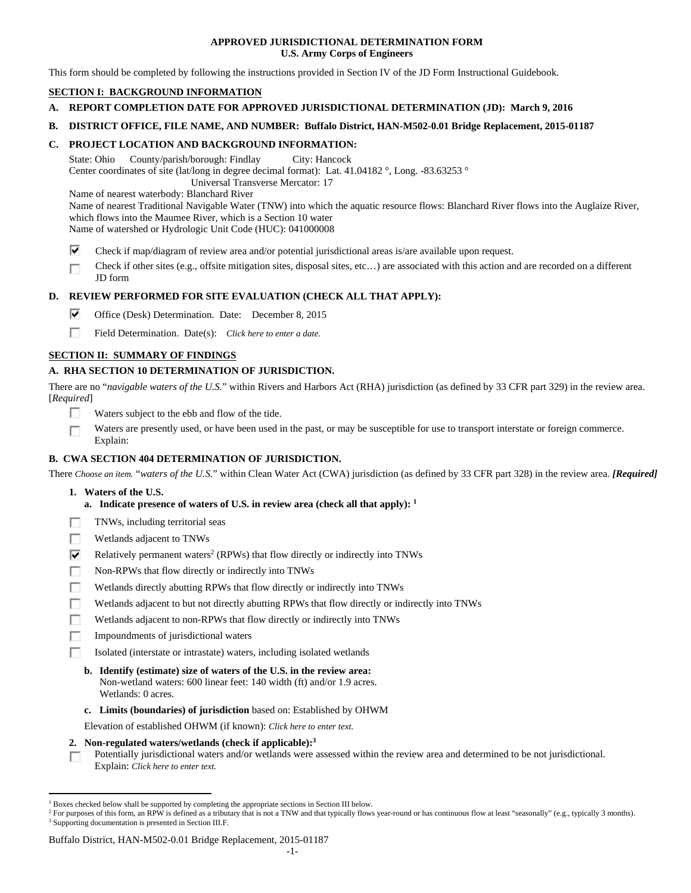**APPROVED JURISDICTIONAL DETERMINATION FORM**
**U.S. Army Corps of Engineers**

This form should be completed by following the instructions provided in Section IV of the JD Form Instructional Guidebook.

## SECTION I: BACKGROUND INFORMATION

**A. REPORT COMPLETION DATE FOR APPROVED JURISDICTIONAL DETERMINATION (JD): March 9, 2016**

**B. DISTRICT OFFICE, FILE NAME, AND NUMBER: Buffalo District, HAN-M502-0.01 Bridge Replacement, 2015-01187**

**C. PROJECT LOCATION AND BACKGROUND INFORMATION:**

State: Ohio County/parish/borough: Findlay City: Hancock
Center coordinates of site (lat/long in degree decimal format): Lat. 41.04182 °, Long. -83.63253 °
Universal Transverse Mercator: 17
Name of nearest waterbody: Blanchard River
Name of nearest Traditional Navigable Water (TNW) into which the aquatic resource flows: Blanchard River flows into the Auglaize River, which flows into the Maumee River, which is a Section 10 water
Name of watershed or Hydrologic Unit Code (HUC): 041000008

- ☑ Check if map/diagram of review area and/or potential jurisdictional areas is/are available upon request.
- ☐ Check if other sites (e.g., offsite mitigation sites, disposal sites, etc…) are associated with this action and are recorded on a different JD form

**D. REVIEW PERFORMED FOR SITE EVALUATION (CHECK ALL THAT APPLY):**

- ☑ Office (Desk) Determination. Date: December 8, 2015
- ☐ Field Determination. Date(s): *Click here to enter a date.*

## SECTION II: SUMMARY OF FINDINGS

**A. RHA SECTION 10 DETERMINATION OF JURISDICTION.**

There are no "*navigable waters of the U.S.*" within Rivers and Harbors Act (RHA) jurisdiction (as defined by 33 CFR part 329) in the review area. [*Required*]

- ☐ Waters subject to the ebb and flow of the tide.
- ☐ Waters are presently used, or have been used in the past, or may be susceptible for use to transport interstate or foreign commerce. Explain:

**B. CWA SECTION 404 DETERMINATION OF JURISDICTION.**

There *Choose an item.* "*waters of the U.S.*" within Clean Water Act (CWA) jurisdiction (as defined by 33 CFR part 328) in the review area. ***[Required]***

**1. Waters of the U.S.**

**a. Indicate presence of waters of U.S. in review area (check all that apply):** [1]

- ☐ TNWs, including territorial seas
- ☐ Wetlands adjacent to TNWs
- ☑ Relatively permanent waters[2] (RPWs) that flow directly or indirectly into TNWs
- ☐ Non-RPWs that flow directly or indirectly into TNWs
- ☐ Wetlands directly abutting RPWs that flow directly or indirectly into TNWs
- ☐ Wetlands adjacent to but not directly abutting RPWs that flow directly or indirectly into TNWs
- ☐ Wetlands adjacent to non-RPWs that flow directly or indirectly into TNWs
- ☐ Impoundments of jurisdictional waters
- ☐ Isolated (interstate or intrastate) waters, including isolated wetlands

**b. Identify (estimate) size of waters of the U.S. in the review area:**
Non-wetland waters: 600 linear feet: 140 width (ft) and/or 1.9 acres.
Wetlands: 0 acres.

**c. Limits (boundaries) of jurisdiction** based on: Established by OHWM

Elevation of established OHWM (if known): *Click here to enter text.*

**2. Non-regulated waters/wetlands (check if applicable):**[3]

- ☐ Potentially jurisdictional waters and/or wetlands were assessed within the review area and determined to be not jurisdictional. Explain: *Click here to enter text.*

---

[1] Boxes checked below shall be supported by completing the appropriate sections in Section III below.
[2] For purposes of this form, an RPW is defined as a tributary that is not a TNW and that typically flows year-round or has continuous flow at least "seasonally" (e.g., typically 3 months).
[3] Supporting documentation is presented in Section III.F.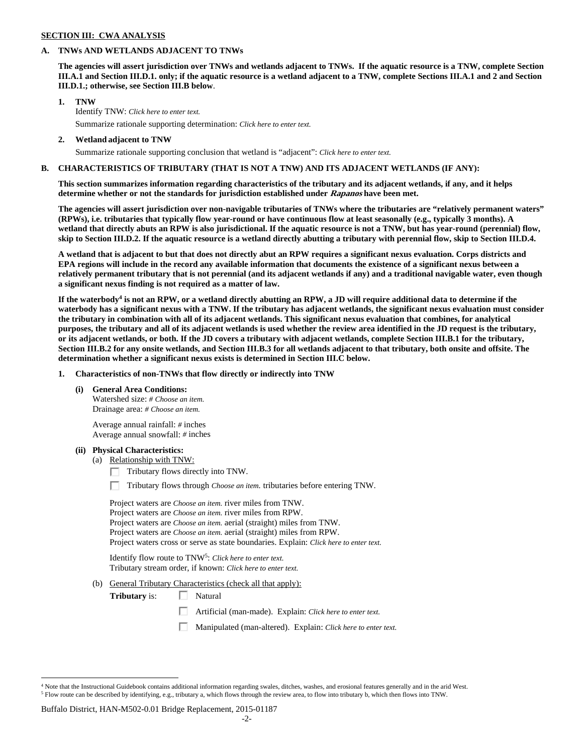**SECTION III: CWA ANALYSIS**

**A. TNWs AND WETLANDS ADJACENT TO TNWs**

**The agencies will assert jurisdiction over TNWs and wetlands adjacent to TNWs. If the aquatic resource is a TNW, complete Section III.A.1 and Section III.D.1. only; if the aquatic resource is a wetland adjacent to a TNW, complete Sections III.A.1 and 2 and Section III.D.1.; otherwise, see Section III.B below**.

**1. TNW**

Identify TNW: *Click here to enter text.*

Summarize rationale supporting determination: *Click here to enter text.*

**2. Wetland adjacent to TNW**

Summarize rationale supporting conclusion that wetland is "adjacent": *Click here to enter text.*

**B. CHARACTERISTICS OF TRIBUTARY (THAT IS NOT A TNW) AND ITS ADJACENT WETLANDS (IF ANY):**

**This section summarizes information regarding characteristics of the tributary and its adjacent wetlands, if any, and it helps determine whether or not the standards for jurisdiction established under *Rapanos* have been met.**

**The agencies will assert jurisdiction over non-navigable tributaries of TNWs where the tributaries are "relatively permanent waters" (RPWs), i.e. tributaries that typically flow year-round or have continuous flow at least seasonally (e.g., typically 3 months). A wetland that directly abuts an RPW is also jurisdictional. If the aquatic resource is not a TNW, but has year-round (perennial) flow, skip to Section III.D.2. If the aquatic resource is a wetland directly abutting a tributary with perennial flow, skip to Section III.D.4.**

**A wetland that is adjacent to but that does not directly abut an RPW requires a significant nexus evaluation. Corps districts and EPA regions will include in the record any available information that documents the existence of a significant nexus between a relatively permanent tributary that is not perennial (and its adjacent wetlands if any) and a traditional navigable water, even though a significant nexus finding is not required as a matter of law.**

**If the waterbody[4] is not an RPW, or a wetland directly abutting an RPW, a JD will require additional data to determine if the waterbody has a significant nexus with a TNW. If the tributary has adjacent wetlands, the significant nexus evaluation must consider the tributary in combination with all of its adjacent wetlands. This significant nexus evaluation that combines, for analytical purposes, the tributary and all of its adjacent wetlands is used whether the review area identified in the JD request is the tributary, or its adjacent wetlands, or both. If the JD covers a tributary with adjacent wetlands, complete Section III.B.1 for the tributary, Section III.B.2 for any onsite wetlands, and Section III.B.3 for all wetlands adjacent to that tributary, both onsite and offsite. The determination whether a significant nexus exists is determined in Section III.C below.**

**1. Characteristics of non-TNWs that flow directly or indirectly into TNW**

**(i) General Area Conditions:**

Watershed size: *# Choose an item.*
Drainage area: *# Choose an item.*

Average annual rainfall: # inches
Average annual snowfall: # inches

**(ii) Physical Characteristics:**

(a) Relationship with TNW:

☐ Tributary flows directly into TNW.

☐ Tributary flows through *Choose an item.* tributaries before entering TNW.

Project waters are *Choose an item.* river miles from TNW.
Project waters are *Choose an item.* river miles from RPW.
Project waters are *Choose an item.* aerial (straight) miles from TNW.
Project waters are *Choose an item.* aerial (straight) miles from RPW.
Project waters cross or serve as state boundaries. Explain: *Click here to enter text.*

Identify flow route to TNW[5]: *Click here to enter text.*
Tributary stream order, if known: *Click here to enter text.*

(b) General Tributary Characteristics (check all that apply):

**Tributary** is: ☐ Natural

☐ Artificial (man-made). Explain: *Click here to enter text.*

☐ Manipulated (man-altered). Explain: *Click here to enter text.*

[4] Note that the Instructional Guidebook contains additional information regarding swales, ditches, washes, and erosional features generally and in the arid West.

[5] Flow route can be described by identifying, e.g., tributary a, which flows through the review area, to flow into tributary b, which then flows into TNW.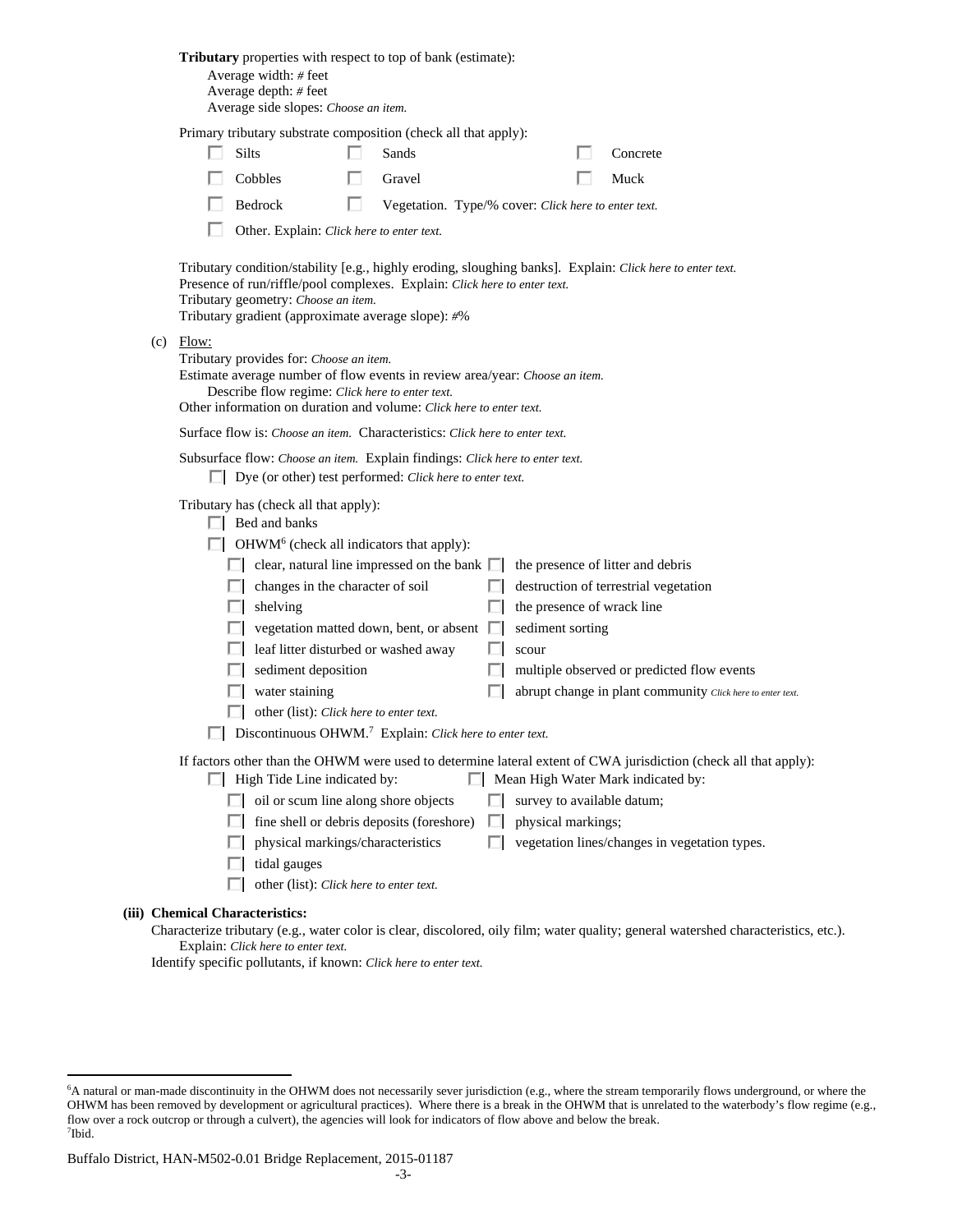**Tributary** properties with respect to top of bank (estimate):

Average width: # feet
Average depth: # feet
Average side slopes: *Choose an item.*

Primary tributary substrate composition (check all that apply):

- ☐ Silts
- ☐ Sands
- ☐ Concrete
- ☐ Cobbles
- ☐ Gravel
- ☐ Muck
- ☐ Bedrock
- ☐ Vegetation. Type/% cover: *Click here to enter text.*
- ☐ Other. Explain: *Click here to enter text.*

Tributary condition/stability [e.g., highly eroding, sloughing banks]. Explain: *Click here to enter text.*
Presence of run/riffle/pool complexes. Explain: *Click here to enter text.*
Tributary geometry: *Choose an item.*
Tributary gradient (approximate average slope): #%

(c) Flow:

Tributary provides for: *Choose an item.*
Estimate average number of flow events in review area/year: *Choose an item.*
Describe flow regime: *Click here to enter text.*
Other information on duration and volume: *Click here to enter text.*

Surface flow is: *Choose an item.* Characteristics: *Click here to enter text.*

Subsurface flow: *Choose an item.* Explain findings: *Click here to enter text.*

- ☐ Dye (or other) test performed: *Click here to enter text.*

Tributary has (check all that apply):

- ☐ Bed and banks
- ☐ OHWM[6] (check all indicators that apply):
  - ☐ clear, natural line impressed on the bank
  - ☐ the presence of litter and debris
  - ☐ changes in the character of soil
  - ☐ destruction of terrestrial vegetation
  - ☐ shelving
  - ☐ the presence of wrack line
  - ☐ vegetation matted down, bent, or absent
  - ☐ sediment sorting
  - ☐ leaf litter disturbed or washed away
  - ☐ scour
  - ☐ sediment deposition
  - ☐ multiple observed or predicted flow events
  - ☐ water staining
  - ☐ abrupt change in plant community *Click here to enter text.*
  - ☐ other (list): *Click here to enter text.*
- ☐ Discontinuous OHWM.[7] Explain: *Click here to enter text.*

If factors other than the OHWM were used to determine lateral extent of CWA jurisdiction (check all that apply):

- ☐ High Tide Line indicated by:
  - ☐ oil or scum line along shore objects
  - ☐ fine shell or debris deposits (foreshore)
  - ☐ physical markings/characteristics
  - ☐ tidal gauges
  - ☐ other (list): *Click here to enter text.*
- ☐ Mean High Water Mark indicated by:
  - ☐ survey to available datum;
  - ☐ physical markings;
  - ☐ vegetation lines/changes in vegetation types.

**(iii) Chemical Characteristics:**

Characterize tributary (e.g., water color is clear, discolored, oily film; water quality; general watershed characteristics, etc.).
Explain: *Click here to enter text.*
Identify specific pollutants, if known: *Click here to enter text.*

---

[6] A natural or man-made discontinuity in the OHWM does not necessarily sever jurisdiction (e.g., where the stream temporarily flows underground, or where the OHWM has been removed by development or agricultural practices). Where there is a break in the OHWM that is unrelated to the waterbody's flow regime (e.g., flow over a rock outcrop or through a culvert), the agencies will look for indicators of flow above and below the break.
[7] Ibid.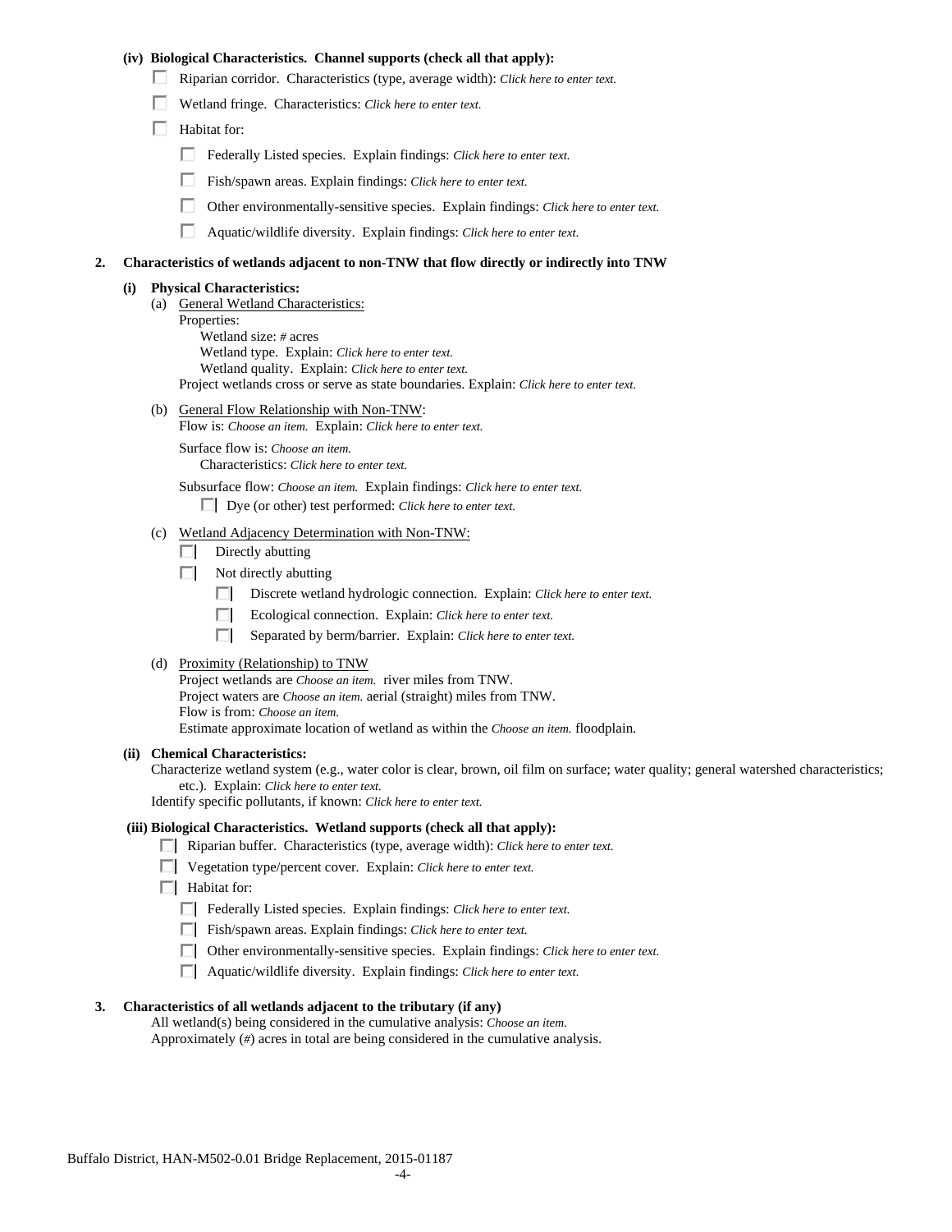**(iv) Biological Characteristics. Channel supports (check all that apply):**

- ☐ Riparian corridor. Characteristics (type, average width): *Click here to enter text.*
- ☐ Wetland fringe. Characteristics: *Click here to enter text.*
- ☐ Habitat for:
  - ☐ Federally Listed species. Explain findings: *Click here to enter text.*
  - ☐ Fish/spawn areas. Explain findings: *Click here to enter text.*
  - ☐ Other environmentally-sensitive species. Explain findings: *Click here to enter text.*
  - ☐ Aquatic/wildlife diversity. Explain findings: *Click here to enter text.*

**2. Characteristics of wetlands adjacent to non-TNW that flow directly or indirectly into TNW**

**(i) Physical Characteristics:**

(a) General Wetland Characteristics:
Properties:
Wetland size: *#* acres
Wetland type. Explain: *Click here to enter text.*
Wetland quality. Explain: *Click here to enter text.*
Project wetlands cross or serve as state boundaries. Explain: *Click here to enter text.*

(b) General Flow Relationship with Non-TNW:
Flow is: *Choose an item.* Explain: *Click here to enter text.*

Surface flow is: *Choose an item.*
Characteristics: *Click here to enter text.*

Subsurface flow: *Choose an item.* Explain findings: *Click here to enter text.*
☐ Dye (or other) test performed: *Click here to enter text.*

(c) Wetland Adjacency Determination with Non-TNW:
- ☐ Directly abutting
- ☐ Not directly abutting
  - ☐ Discrete wetland hydrologic connection. Explain: *Click here to enter text.*
  - ☐ Ecological connection. Explain: *Click here to enter text.*
  - ☐ Separated by berm/barrier. Explain: *Click here to enter text.*

(d) Proximity (Relationship) to TNW
Project wetlands are *Choose an item.* river miles from TNW.
Project waters are *Choose an item.* aerial (straight) miles from TNW.
Flow is from: *Choose an item.*
Estimate approximate location of wetland as within the *Choose an item.* floodplain.

**(ii) Chemical Characteristics:**
Characterize wetland system (e.g., water color is clear, brown, oil film on surface; water quality; general watershed characteristics; etc.). Explain: *Click here to enter text.*
Identify specific pollutants, if known: *Click here to enter text.*

**(iii) Biological Characteristics. Wetland supports (check all that apply):**

- ☐ Riparian buffer. Characteristics (type, average width): *Click here to enter text.*
- ☐ Vegetation type/percent cover. Explain: *Click here to enter text.*
- ☐ Habitat for:
  - ☐ Federally Listed species. Explain findings: *Click here to enter text.*
  - ☐ Fish/spawn areas. Explain findings: *Click here to enter text.*
  - ☐ Other environmentally-sensitive species. Explain findings: *Click here to enter text.*
  - ☐ Aquatic/wildlife diversity. Explain findings: *Click here to enter text.*

**3. Characteristics of all wetlands adjacent to the tributary (if any)**

All wetland(s) being considered in the cumulative analysis: *Choose an item.*
Approximately (*#*) acres in total are being considered in the cumulative analysis.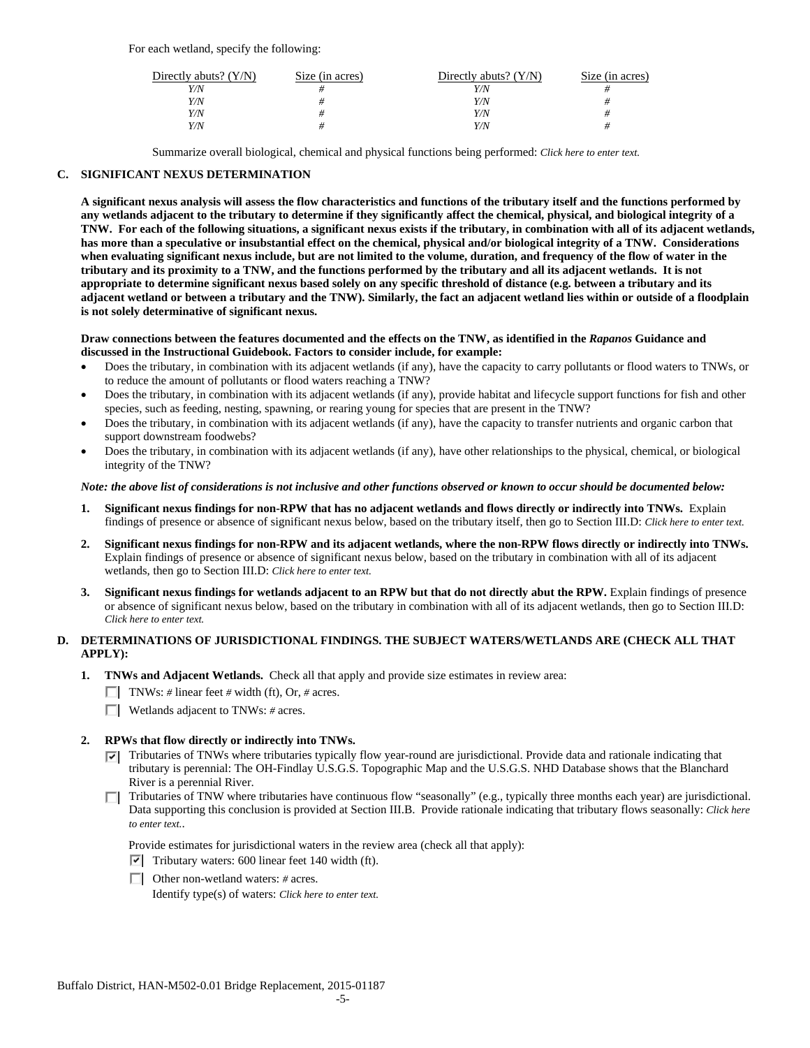For each wetland, specify the following:

| Directly abuts? (Y/N) | Size (in acres) | Directly abuts? (Y/N) | Size (in acres) |
|---|---|---|---|
| *Y/N* | *#* | *Y/N* | *#* |
| *Y/N* | *#* | *Y/N* | *#* |
| *Y/N* | *#* | *Y/N* | *#* |
| *Y/N* | *#* | *Y/N* | *#* |

Summarize overall biological, chemical and physical functions being performed: *Click here to enter text.*

## C. SIGNIFICANT NEXUS DETERMINATION

**A significant nexus analysis will assess the flow characteristics and functions of the tributary itself and the functions performed by any wetlands adjacent to the tributary to determine if they significantly affect the chemical, physical, and biological integrity of a TNW. For each of the following situations, a significant nexus exists if the tributary, in combination with all of its adjacent wetlands, has more than a speculative or insubstantial effect on the chemical, physical and/or biological integrity of a TNW. Considerations when evaluating significant nexus include, but are not limited to the volume, duration, and frequency of the flow of water in the tributary and its proximity to a TNW, and the functions performed by the tributary and all its adjacent wetlands. It is not appropriate to determine significant nexus based solely on any specific threshold of distance (e.g. between a tributary and its adjacent wetland or between a tributary and the TNW). Similarly, the fact an adjacent wetland lies within or outside of a floodplain is not solely determinative of significant nexus.**

**Draw connections between the features documented and the effects on the TNW, as identified in the *Rapanos* Guidance and discussed in the Instructional Guidebook. Factors to consider include, for example:**

- Does the tributary, in combination with its adjacent wetlands (if any), have the capacity to carry pollutants or flood waters to TNWs, or to reduce the amount of pollutants or flood waters reaching a TNW?
- Does the tributary, in combination with its adjacent wetlands (if any), provide habitat and lifecycle support functions for fish and other species, such as feeding, nesting, spawning, or rearing young for species that are present in the TNW?
- Does the tributary, in combination with its adjacent wetlands (if any), have the capacity to transfer nutrients and organic carbon that support downstream foodwebs?
- Does the tributary, in combination with its adjacent wetlands (if any), have other relationships to the physical, chemical, or biological integrity of the TNW?

***Note: the above list of considerations is not inclusive and other functions observed or known to occur should be documented below:***

1. **Significant nexus findings for non-RPW that has no adjacent wetlands and flows directly or indirectly into TNWs.** Explain findings of presence or absence of significant nexus below, based on the tributary itself, then go to Section III.D: *Click here to enter text.*

2. **Significant nexus findings for non-RPW and its adjacent wetlands, where the non-RPW flows directly or indirectly into TNWs.** Explain findings of presence or absence of significant nexus below, based on the tributary in combination with all of its adjacent wetlands, then go to Section III.D: *Click here to enter text.*

3. **Significant nexus findings for wetlands adjacent to an RPW but that do not directly abut the RPW.** Explain findings of presence or absence of significant nexus below, based on the tributary in combination with all of its adjacent wetlands, then go to Section III.D: *Click here to enter text.*

## D. DETERMINATIONS OF JURISDICTIONAL FINDINGS. THE SUBJECT WATERS/WETLANDS ARE (CHECK ALL THAT APPLY):

1. **TNWs and Adjacent Wetlands.** Check all that apply and provide size estimates in review area:
   - ☐ TNWs: *#* linear feet *#* width (ft), Or, *#* acres.
   - ☐ Wetlands adjacent to TNWs: *#* acres.

2. **RPWs that flow directly or indirectly into TNWs.**
   - ☑ Tributaries of TNWs where tributaries typically flow year-round are jurisdictional. Provide data and rationale indicating that tributary is perennial: The OH-Findlay U.S.G.S. Topographic Map and the U.S.G.S. NHD Database shows that the Blanchard River is a perennial River.
   - ☐ Tributaries of TNW where tributaries have continuous flow "seasonally" (e.g., typically three months each year) are jurisdictional. Data supporting this conclusion is provided at Section III.B. Provide rationale indicating that tributary flows seasonally: *Click here to enter text.*.

   Provide estimates for jurisdictional waters in the review area (check all that apply):
   - ☑ Tributary waters: 600 linear feet 140 width (ft).
   - ☐ Other non-wetland waters: *#* acres.

     Identify type(s) of waters: *Click here to enter text.*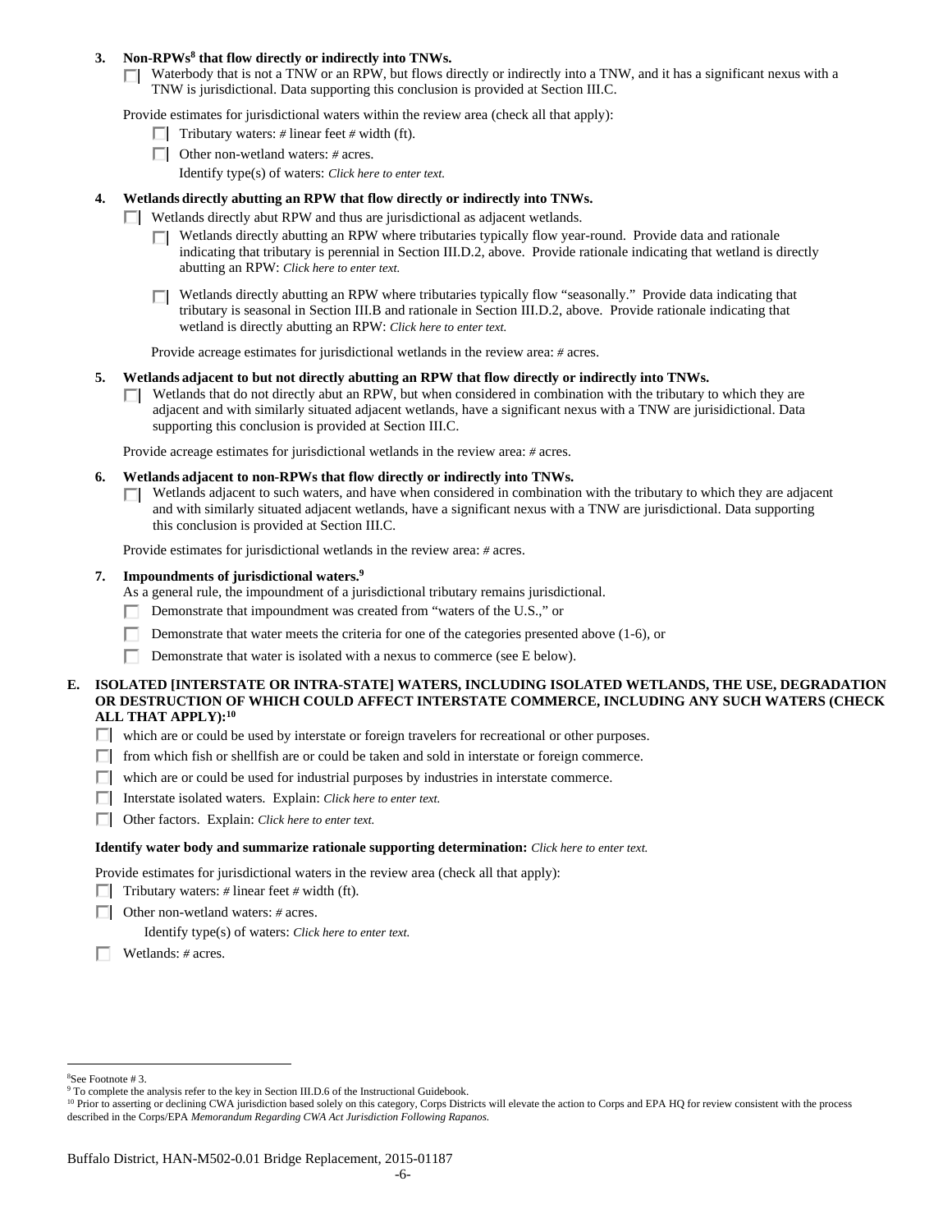**3. Non-RPWs[8] that flow directly or indirectly into TNWs.**

☐ Waterbody that is not a TNW or an RPW, but flows directly or indirectly into a TNW, and it has a significant nexus with a TNW is jurisdictional. Data supporting this conclusion is provided at Section III.C.

Provide estimates for jurisdictional waters within the review area (check all that apply):

☐ Tributary waters: # linear feet # width (ft).

☐ Other non-wetland waters: # acres.

Identify type(s) of waters: *Click here to enter text.*

**4. Wetlands directly abutting an RPW that flow directly or indirectly into TNWs.**

☐ Wetlands directly abut RPW and thus are jurisdictional as adjacent wetlands.

☐ Wetlands directly abutting an RPW where tributaries typically flow year-round. Provide data and rationale indicating that tributary is perennial in Section III.D.2, above. Provide rationale indicating that wetland is directly abutting an RPW: *Click here to enter text.*

☐ Wetlands directly abutting an RPW where tributaries typically flow "seasonally." Provide data indicating that tributary is seasonal in Section III.B and rationale in Section III.D.2, above. Provide rationale indicating that wetland is directly abutting an RPW: *Click here to enter text.*

Provide acreage estimates for jurisdictional wetlands in the review area: # acres.

**5. Wetlands adjacent to but not directly abutting an RPW that flow directly or indirectly into TNWs.**

☐ Wetlands that do not directly abut an RPW, but when considered in combination with the tributary to which they are adjacent and with similarly situated adjacent wetlands, have a significant nexus with a TNW are jurisidictional. Data supporting this conclusion is provided at Section III.C.

Provide acreage estimates for jurisdictional wetlands in the review area: # acres.

**6. Wetlands adjacent to non-RPWs that flow directly or indirectly into TNWs.**

☐ Wetlands adjacent to such waters, and have when considered in combination with the tributary to which they are adjacent and with similarly situated adjacent wetlands, have a significant nexus with a TNW are jurisdictional. Data supporting this conclusion is provided at Section III.C.

Provide estimates for jurisdictional wetlands in the review area: # acres.

**7. Impoundments of jurisdictional waters.[9]**

As a general rule, the impoundment of a jurisdictional tributary remains jurisdictional.

☐ Demonstrate that impoundment was created from "waters of the U.S.," or

☐ Demonstrate that water meets the criteria for one of the categories presented above (1-6), or

☐ Demonstrate that water is isolated with a nexus to commerce (see E below).

**E. ISOLATED [INTERSTATE OR INTRA-STATE] WATERS, INCLUDING ISOLATED WETLANDS, THE USE, DEGRADATION OR DESTRUCTION OF WHICH COULD AFFECT INTERSTATE COMMERCE, INCLUDING ANY SUCH WATERS (CHECK ALL THAT APPLY):[10]**

☐ which are or could be used by interstate or foreign travelers for recreational or other purposes.

☐ from which fish or shellfish are or could be taken and sold in interstate or foreign commerce.

☐ which are or could be used for industrial purposes by industries in interstate commerce.

☐ Interstate isolated waters. Explain: *Click here to enter text.*

☐ Other factors. Explain: *Click here to enter text.*

**Identify water body and summarize rationale supporting determination:** *Click here to enter text.*

Provide estimates for jurisdictional waters in the review area (check all that apply):

☐ Tributary waters: # linear feet # width (ft).

☐ Other non-wetland waters: # acres.

Identify type(s) of waters: *Click here to enter text.*

☐ Wetlands: # acres.

---

[8]See Footnote # 3.

[9] To complete the analysis refer to the key in Section III.D.6 of the Instructional Guidebook.

[10] Prior to asserting or declining CWA jurisdiction based solely on this category, Corps Districts will elevate the action to Corps and EPA HQ for review consistent with the process described in the Corps/EPA *Memorandum Regarding CWA Act Jurisdiction Following Rapanos.*

Buffalo District, HAN-M502-0.01 Bridge Replacement, 2015-01187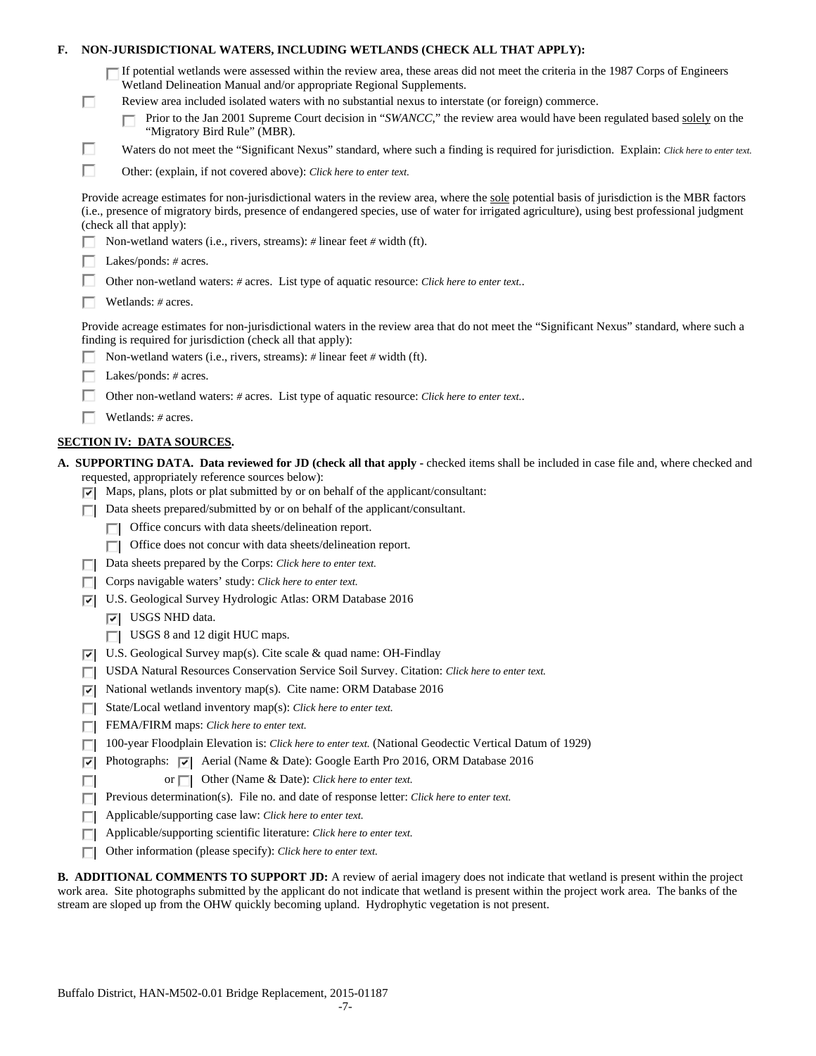**F. NON-JURISDICTIONAL WATERS, INCLUDING WETLANDS (CHECK ALL THAT APPLY):**

- ☐ If potential wetlands were assessed within the review area, these areas did not meet the criteria in the 1987 Corps of Engineers Wetland Delineation Manual and/or appropriate Regional Supplements.
- ☐ Review area included isolated waters with no substantial nexus to interstate (or foreign) commerce.
  - ☐ Prior to the Jan 2001 Supreme Court decision in "*SWANCC*," the review area would have been regulated based solely on the "Migratory Bird Rule" (MBR).
- ☐ Waters do not meet the "Significant Nexus" standard, where such a finding is required for jurisdiction. Explain: *Click here to enter text.*
- ☐ Other: (explain, if not covered above): *Click here to enter text.*

Provide acreage estimates for non-jurisdictional waters in the review area, where the sole potential basis of jurisdiction is the MBR factors (i.e., presence of migratory birds, presence of endangered species, use of water for irrigated agriculture), using best professional judgment (check all that apply):

- ☐ Non-wetland waters (i.e., rivers, streams): # linear feet # width (ft).
- ☐ Lakes/ponds: # acres.
- ☐ Other non-wetland waters: # acres. List type of aquatic resource: *Click here to enter text.*.
- ☐ Wetlands: # acres.

Provide acreage estimates for non-jurisdictional waters in the review area that do not meet the "Significant Nexus" standard, where such a finding is required for jurisdiction (check all that apply):

- ☐ Non-wetland waters (i.e., rivers, streams): # linear feet # width (ft).
- ☐ Lakes/ponds: # acres.
- ☐ Other non-wetland waters: # acres. List type of aquatic resource: *Click here to enter text.*.
- ☐ Wetlands: # acres.

## SECTION IV: DATA SOURCES.

**A. SUPPORTING DATA. Data reviewed for JD (check all that apply -** checked items shall be included in case file and, where checked and requested, appropriately reference sources below):

- ☑ Maps, plans, plots or plat submitted by or on behalf of the applicant/consultant:
- ☐ Data sheets prepared/submitted by or on behalf of the applicant/consultant.
  - ☐ Office concurs with data sheets/delineation report.
  - ☐ Office does not concur with data sheets/delineation report.
- ☐ Data sheets prepared by the Corps: *Click here to enter text.*
- ☐ Corps navigable waters' study: *Click here to enter text.*
- ☑ U.S. Geological Survey Hydrologic Atlas: ORM Database 2016
  - ☑ USGS NHD data.
  - ☐ USGS 8 and 12 digit HUC maps.
- ☑ U.S. Geological Survey map(s). Cite scale & quad name: OH-Findlay
- ☐ USDA Natural Resources Conservation Service Soil Survey. Citation: *Click here to enter text.*
- ☑ National wetlands inventory map(s). Cite name: ORM Database 2016
- ☐ State/Local wetland inventory map(s): *Click here to enter text.*
- ☐ FEMA/FIRM maps: *Click here to enter text.*
- ☐ 100-year Floodplain Elevation is: *Click here to enter text.* (National Geodectic Vertical Datum of 1929)
- ☑ Photographs: ☑ Aerial (Name & Date): Google Earth Pro 2016, ORM Database 2016
- ☐ or ☐ Other (Name & Date): *Click here to enter text.*
- ☐ Previous determination(s). File no. and date of response letter: *Click here to enter text.*
- ☐ Applicable/supporting case law: *Click here to enter text.*
- ☐ Applicable/supporting scientific literature: *Click here to enter text.*
- ☐ Other information (please specify): *Click here to enter text.*

**B. ADDITIONAL COMMENTS TO SUPPORT JD:** A review of aerial imagery does not indicate that wetland is present within the project work area. Site photographs submitted by the applicant do not indicate that wetland is present within the project work area. The banks of the stream are sloped up from the OHW quickly becoming upland. Hydrophytic vegetation is not present.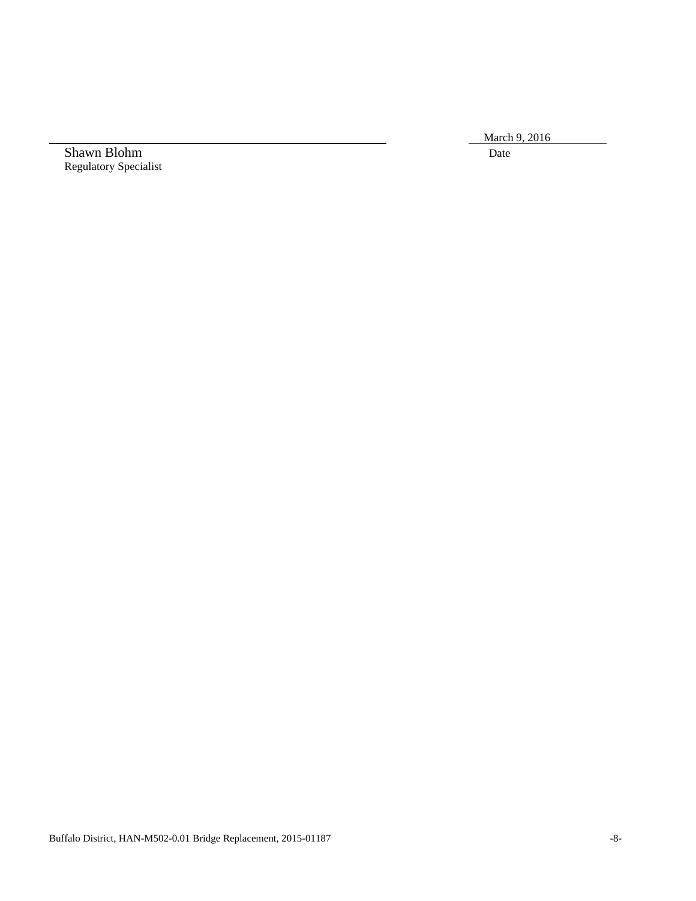Shawn Blohm
Regulatory Specialist

March 9, 2016
Date